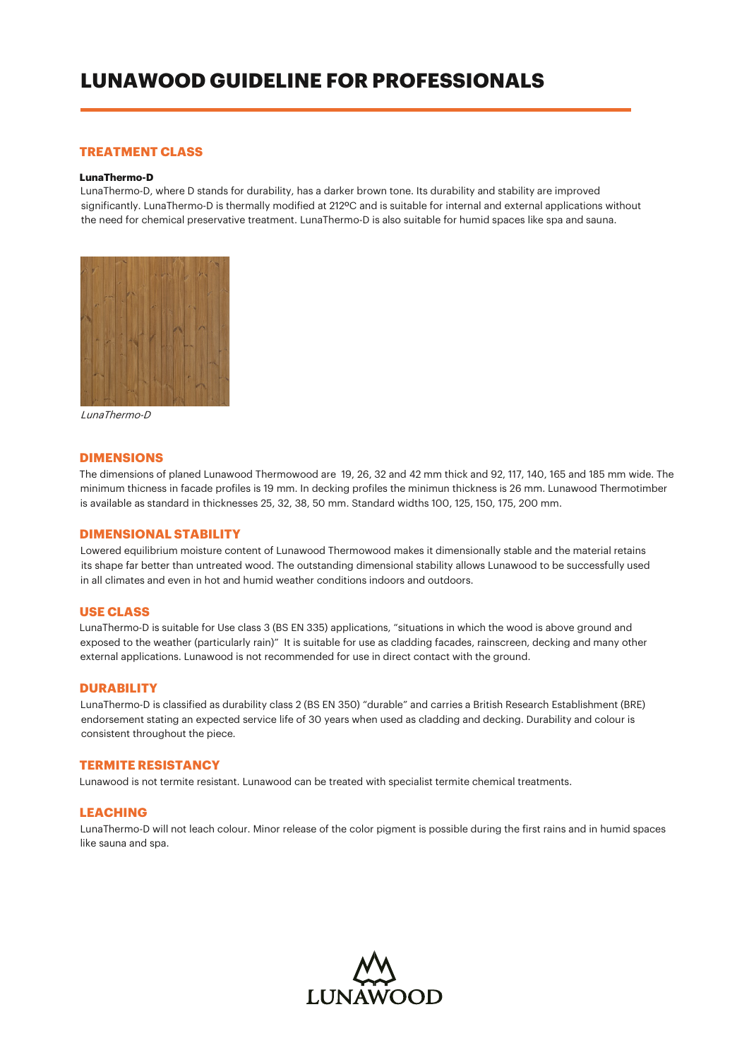# LUNAWOOD GUIDELINE FOR PROFESSIONALS

## TREATMENT CLASS

**LunaThermo-D**

LunaThermo-D, where D stands for durability, has a darker brown tone. Its durability and stability are improved significantly. LunaThermo-D is thermally modified at 212ºC and is suitable for internal and external applications without the need for chemical preservative treatment. LunaThermo-D is also suitable for humid spaces like spa and sauna.

*LunaThermo-D*

## DIMENSIONS

The dimensions of planed Lunawood Thermowood are 19, 26, 32 and 42 mm thick and 92, 117, 140, 165 and 185 mm wide. The minimum thicness in facade profiles is 19 mm. In decking profiles the minimun thickness is 26 mm. Lunawood Thermotimber is available as standard in thicknesses 25, 32, 38, 50 mm. Standard widths 100, 125, 150, 175, 200 mm.

## DIMENSIONAL STABILITY

Lowered equilibrium moisture content of Lunawood Thermowood makes it dimensionally stable and the material retains its shape far better than untreated wood. The outstanding dimensional stability allows Lunawood to be successfully used in all climates and even in hot and humid weather conditions indoors and outdoors.

## USE CLASS

LunaThermo-D is suitable for Use class 3 (BS EN 335) applications, "situations in which the wood is above ground and exposed to the weather (particularly rain)" It is suitable for use as cladding facades, rainscreen, decking and many other external applications. Lunawood is not recommended for use in direct contact with the ground.

## DURABILITY

LunaThermo-D is classified as durability class 2 (BS EN 350) "durable" and carries a British Research Establishment (BRE) endorsement stating an expected service life of 30 years when used as cladding and decking. Durability and colour is consistent throughout the piece.

## TERMITE RESISTANCY

Lunawood is not termite resistant. Lunawood can be treated with specialist termite chemical treatments.

## LEACHING

LunaThermo-D will not leach colour. Minor release of the color pigment is possible during the first rains and in humid spaces like sauna and spa.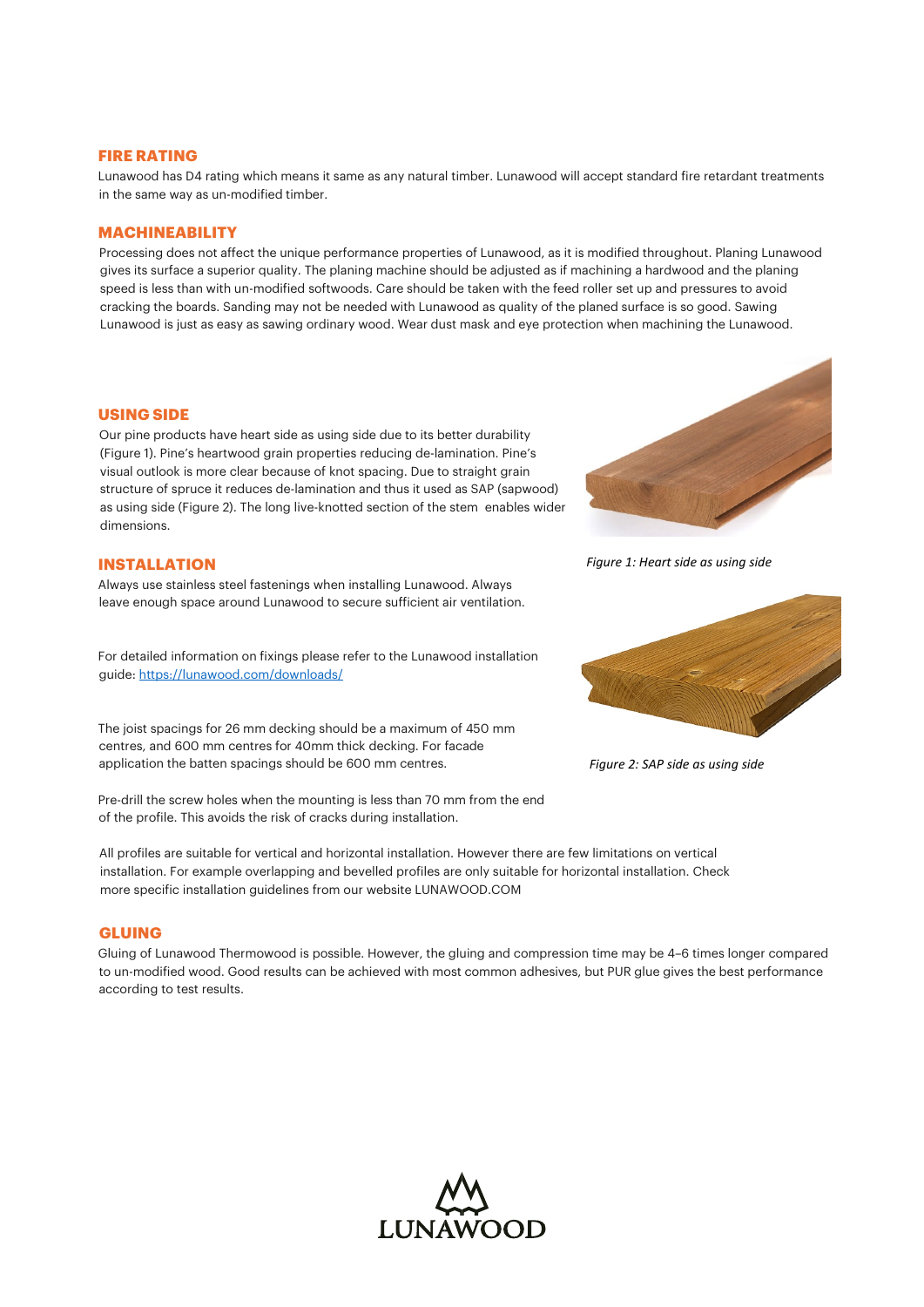## FIRE RATING

Lunawood has D4 rating which means it same as any natural timber. Lunawood will accept standard fire retardant treatments in the same way as un-modified timber.

## MACHINEABILITY

Processing does not affect the unique performance properties of Lunawood, as it is modified throughout. Planing Lunawood gives its surface a superior quality. The planing machine should be adjusted as if machining a hardwood and the planing speed is less than with un-modified softwoods. Care should be taken with the feed roller set up and pressures to avoid cracking the boards. Sanding may not be needed with Lunawood as quality of the planed surface is so good. Sawing Lunawood is just as easy as sawing ordinary wood. Wear dust mask and eye protection when machining the Lunawood.

## USING SIDE

Our pine products have heart side as using side due to its better durability (Figure 1). Pine's heartwood grain properties reducing de-lamination. Pine's visual outlook is more clear because of knot spacing. Due to straight grain structure of spruce it reduces de-lamination and thus it used as SAP (sapwood) as using side (Figure 2). The long live-knotted section of the stem enables wider dimensions.

*Figure 1: Heart side as using side*

*Figure 2: SAP side as using side*

## INSTALLATION

Always use stainless steel fastenings when installing Lunawood. Always leave enough space around Lunawood to secure sufficient air ventilation.

For detailed information on fixings please refer to the Lunawood installation guide: https://lunawood.com/downloads/

The joist spacings for 26 mm decking should be a maximum of 450 mm centres, and 600 mm centres for 40mm thick decking. For facade application the batten spacings should be 600 mm centres.

Pre-drill the screw holes when the mounting is less than 70 mm from the end of the profile. This avoids the risk of cracks during installation.

All profiles are suitable for vertical and horizontal installation. However there are few limitations on vertical installation. For example overlapping and bevelled profiles are only suitable for horizontal installation. Check more specific installation guidelines from our website LUNAWOOD.COM

## GLUING

Gluing of Lunawood Thermowood is possible. However, the gluing and compression time may be 4–6 times longer compared to un-modified wood. Good results can be achieved with most common adhesives, but PUR glue gives the best performance according to test results.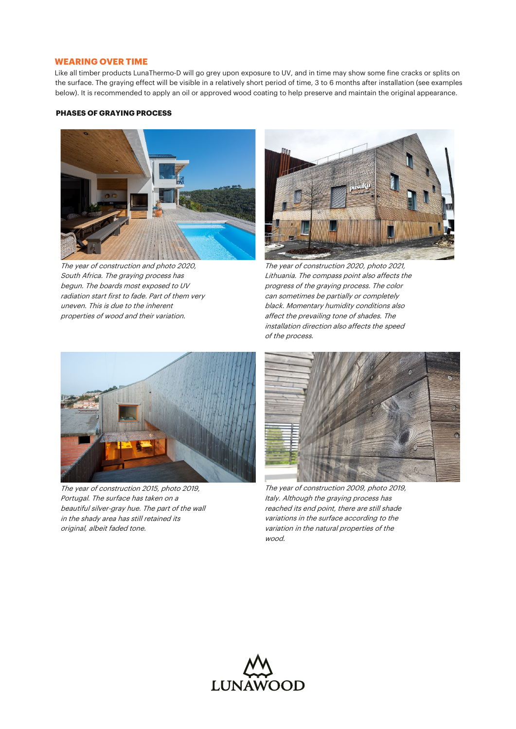## WEARING OVER TIME

Like all timber products LunaThermo-D will go grey upon exposure to UV, and in time may show some fine cracks or splits on the surface. The graying effect will be visible in a relatively short period of time, 3 to 6 months after installation (see examples below). It is recommended to apply an oil or approved wood coating to help preserve and maintain the original appearance.

### PHASES OF GRAYING PROCESS

*The year of construction and photo 2020, South Africa. The graying process has begun. The boards most exposed to UV radiation start first to fade. Part of them very uneven. This is due to the inherent properties of wood and their variation.*

*The year of construction 2020, photo 2021, Lithuania. The compass point also affects the progress of the graying process. The color can sometimes be partially or completely black. Momentary humidity conditions also affect the prevailing tone of shades. The installation direction also affects the speed of the process.*

*The year of construction 2015, photo 2019, Portugal. The surface has taken on a beautiful silver-gray hue. The part of the wall in the shady area has still retained its original, albeit faded tone.*

*The year of construction 2009, photo 2019, Italy. Although the graying process has reached its end point, there are still shade variations in the surface according to the variation in the natural properties of the wood.*

LUNAWOOD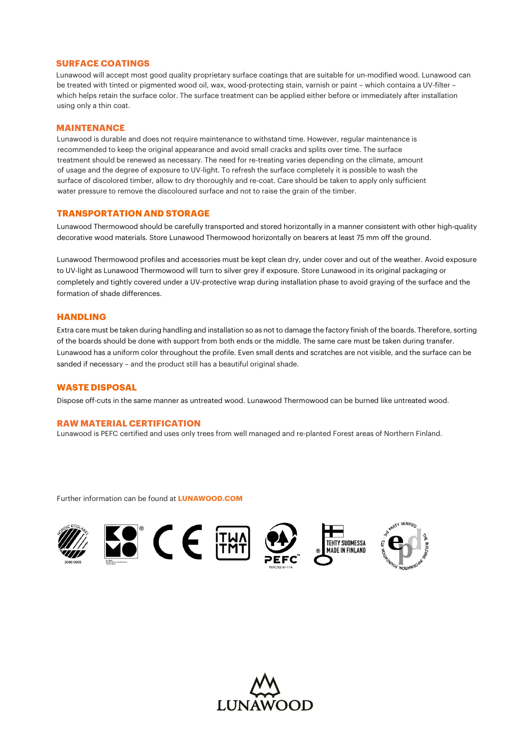## SURFACE COATINGS

Lunawood will accept most good quality proprietary surface coatings that are suitable for un-modified wood. Lunawood can be treated with tinted or pigmented wood oil, wax, wood-protecting stain, varnish or paint – which contains a UV-filter – which helps retain the surface color. The surface treatment can be applied either before or immediately after installation using only a thin coat.

## MAINTENANCE

Lunawood is durable and does not require maintenance to withstand time. However, regular maintenance is recommended to keep the original appearance and avoid small cracks and splits over time. The surface treatment should be renewed as necessary. The need for re-treating varies depending on the climate, amount of usage and the degree of exposure to UV-light. To refresh the surface completely it is possible to wash the surface of discolored timber, allow to dry thoroughly and re-coat. Care should be taken to apply only sufficient water pressure to remove the discoloured surface and not to raise the grain of the timber.

## TRANSPORTATION AND STORAGE

Lunawood Thermowood should be carefully transported and stored horizontally in a manner consistent with other high-quality decorative wood materials. Store Lunawood Thermowood horizontally on bearers at least 75 mm off the ground.

Lunawood Thermowood profiles and accessories must be kept clean dry, under cover and out of the weather. Avoid exposure to UV-light as Lunawood Thermowood will turn to silver grey if exposure. Store Lunawood in its original packaging or completely and tightly covered under a UV-protective wrap during installation phase to avoid graying of the surface and the formation of shade differences.

## HANDLING

Extra care must be taken during handling and installation so as not to damage the factory finish of the boards. Therefore, sorting of the boards should be done with support from both ends or the middle. The same care must be taken during transfer. Lunawood has a uniform color throughout the profile. Even small dents and scratches are not visible, and the surface can be sanded if necessary – and the product still has a beautiful original shade.

## WASTE DISPOSAL

Dispose off-cuts in the same manner as untreated wood. Lunawood Thermowood can be burned like untreated wood.

## RAW MATERIAL CERTIFICATION

Lunawood is PEFC certified and uses only trees from well managed and re-planted Forest areas of Northern Finland.

Further information can be found at **LUNAWOOD.COM**